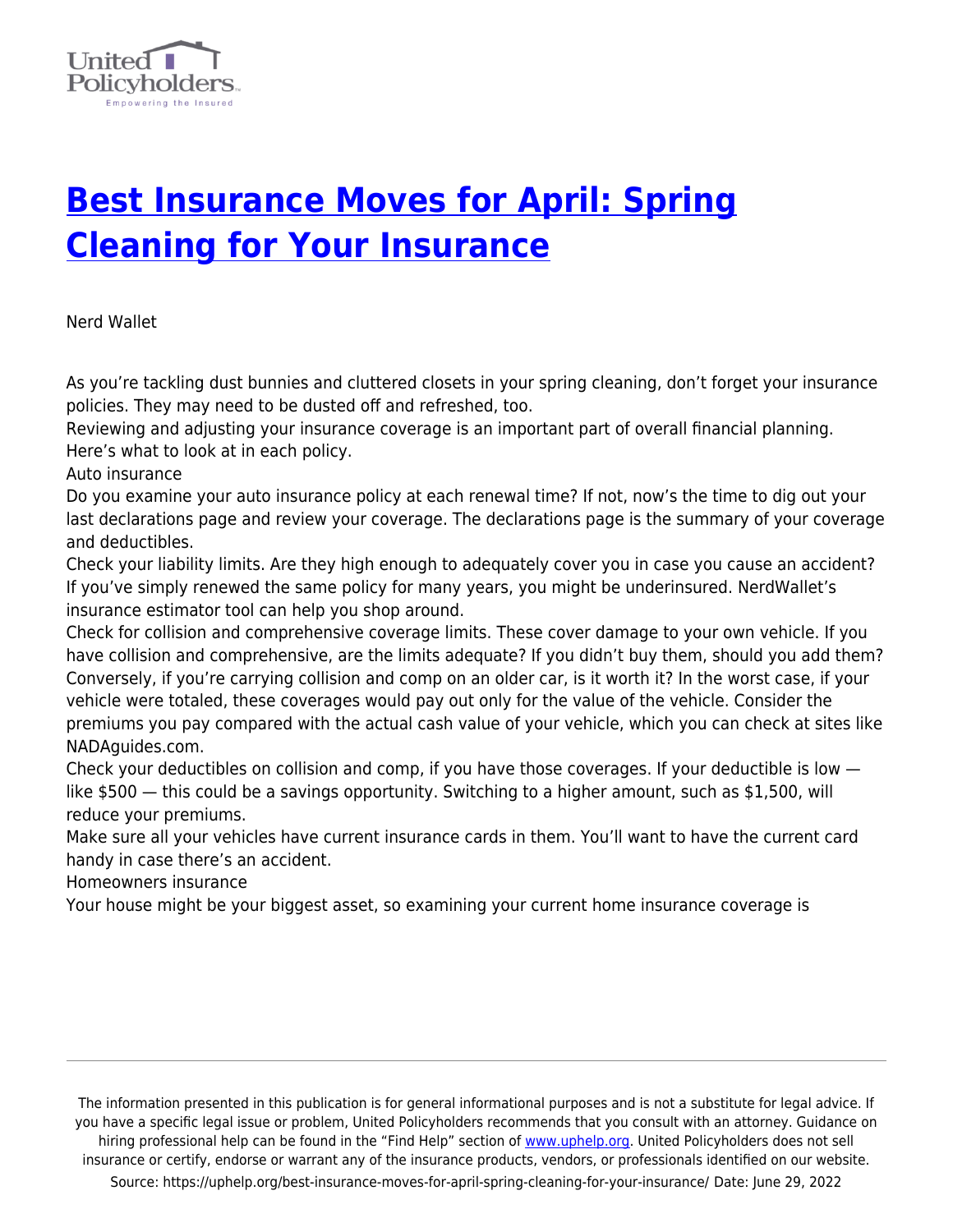# [Best Insurance Moves for April: Spring Cleaning for Your Insurance](https://uphelp.org/best-insurance-moves-for-april-spring-cleaning-for-your-insurance/)

Nerd Wallet

As you're tackling dust bunnies and cluttered closets in your spring cleaning, don't forget your insurance policies. They may need to be dusted off and refreshed, too.

Reviewing and adjusting your insurance coverage is an important part of overall financial planning. Here's what to look at in each policy.

Auto insurance

Do you examine your auto insurance policy at each renewal time? If not, now's the time to dig out your last declarations page and review your coverage. The declarations page is the summary of your coverage and deductibles.

Check your liability limits. Are they high enough to adequately cover you in case you cause an accident? If you've simply renewed the same policy for many years, you might be underinsured. NerdWallet's insurance estimator tool can help you shop around.

Check for collision and comprehensive coverage limits. These cover damage to your own vehicle. If you have collision and comprehensive, are the limits adequate? If you didn't buy them, should you add them? Conversely, if you're carrying collision and comp on an older car, is it worth it? In the worst case, if your vehicle were totaled, these coverages would pay out only for the value of the vehicle. Consider the premiums you pay compared with the actual cash value of your vehicle, which you can check at sites like NADAguides.com.

Check your deductibles on collision and comp, if you have those coverages. If your deductible is low — like $500 — this could be a savings opportunity. Switching to a higher amount, such as $1,500, will reduce your premiums.

Make sure all your vehicles have current insurance cards in them. You'll want to have the current card handy in case there's an accident.

Homeowners insurance

Your house might be your biggest asset, so examining your current home insurance coverage is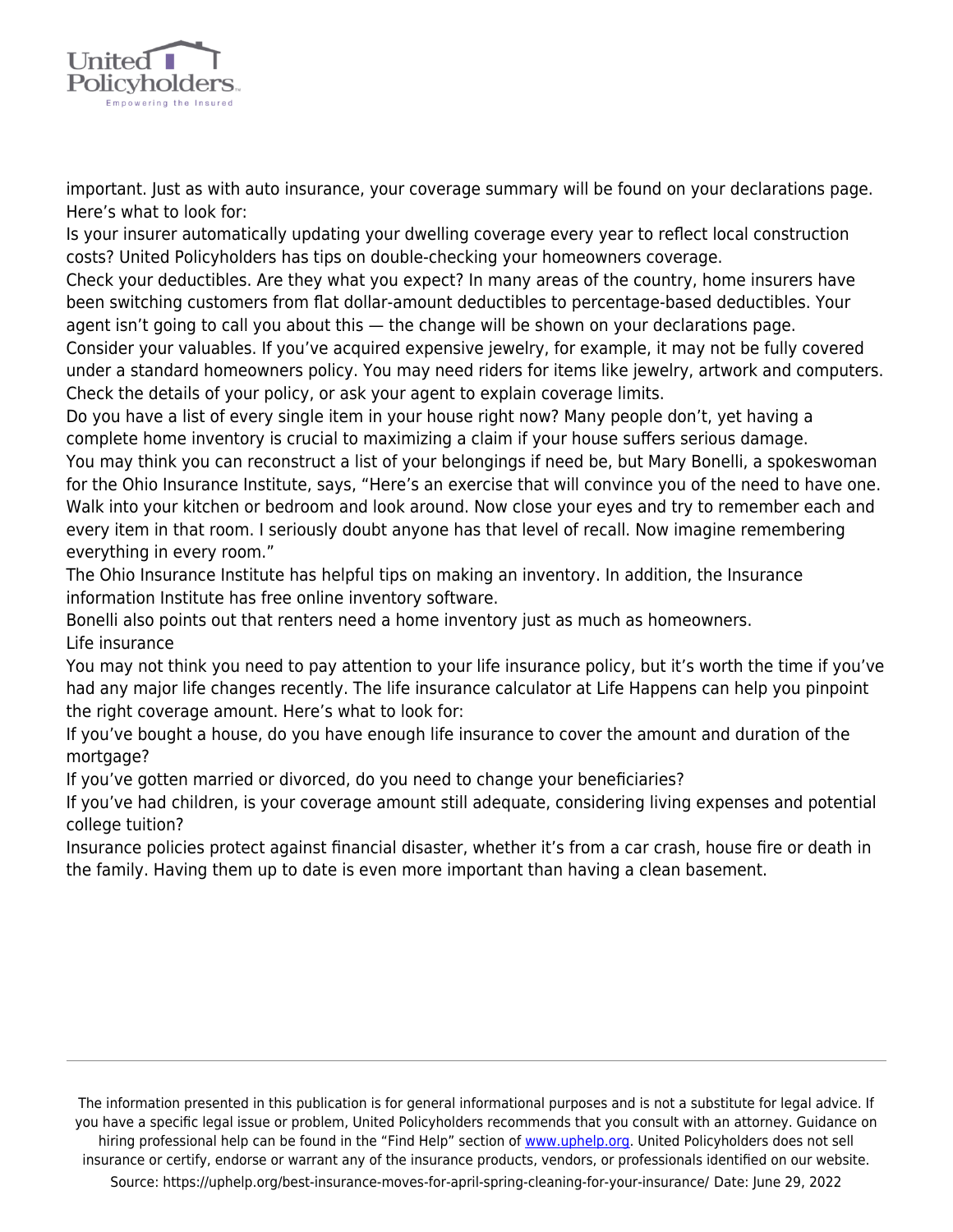important. Just as with auto insurance, your coverage summary will be found on your declarations page. Here's what to look for:

Is your insurer automatically updating your dwelling coverage every year to reflect local construction costs? United Policyholders has tips on double-checking your homeowners coverage.

Check your deductibles. Are they what you expect? In many areas of the country, home insurers have been switching customers from flat dollar-amount deductibles to percentage-based deductibles. Your agent isn't going to call you about this — the change will be shown on your declarations page.

Consider your valuables. If you've acquired expensive jewelry, for example, it may not be fully covered under a standard homeowners policy. You may need riders for items like jewelry, artwork and computers. Check the details of your policy, or ask your agent to explain coverage limits.

Do you have a list of every single item in your house right now? Many people don't, yet having a complete home inventory is crucial to maximizing a claim if your house suffers serious damage.

You may think you can reconstruct a list of your belongings if need be, but Mary Bonelli, a spokeswoman for the Ohio Insurance Institute, says, "Here's an exercise that will convince you of the need to have one. Walk into your kitchen or bedroom and look around. Now close your eyes and try to remember each and every item in that room. I seriously doubt anyone has that level of recall. Now imagine remembering everything in every room."

The Ohio Insurance Institute has helpful tips on making an inventory. In addition, the Insurance information Institute has free online inventory software.

Bonelli also points out that renters need a home inventory just as much as homeowners.

## Life insurance

You may not think you need to pay attention to your life insurance policy, but it's worth the time if you've had any major life changes recently. The life insurance calculator at Life Happens can help you pinpoint the right coverage amount. Here's what to look for:

If you've bought a house, do you have enough life insurance to cover the amount and duration of the mortgage?

If you've gotten married or divorced, do you need to change your beneficiaries?

If you've had children, is your coverage amount still adequate, considering living expenses and potential college tuition?

Insurance policies protect against financial disaster, whether it's from a car crash, house fire or death in the family. Having them up to date is even more important than having a clean basement.

The information presented in this publication is for general informational purposes and is not a substitute for legal advice. If you have a specific legal issue or problem, United Policyholders recommends that you consult with an attorney. Guidance on hiring professional help can be found in the "Find Help" section of www.uphelp.org. United Policyholders does not sell insurance or certify, endorse or warrant any of the insurance products, vendors, or professionals identified on our website.

Source: https://uphelp.org/best-insurance-moves-for-april-spring-cleaning-for-your-insurance/ Date: June 29, 2022